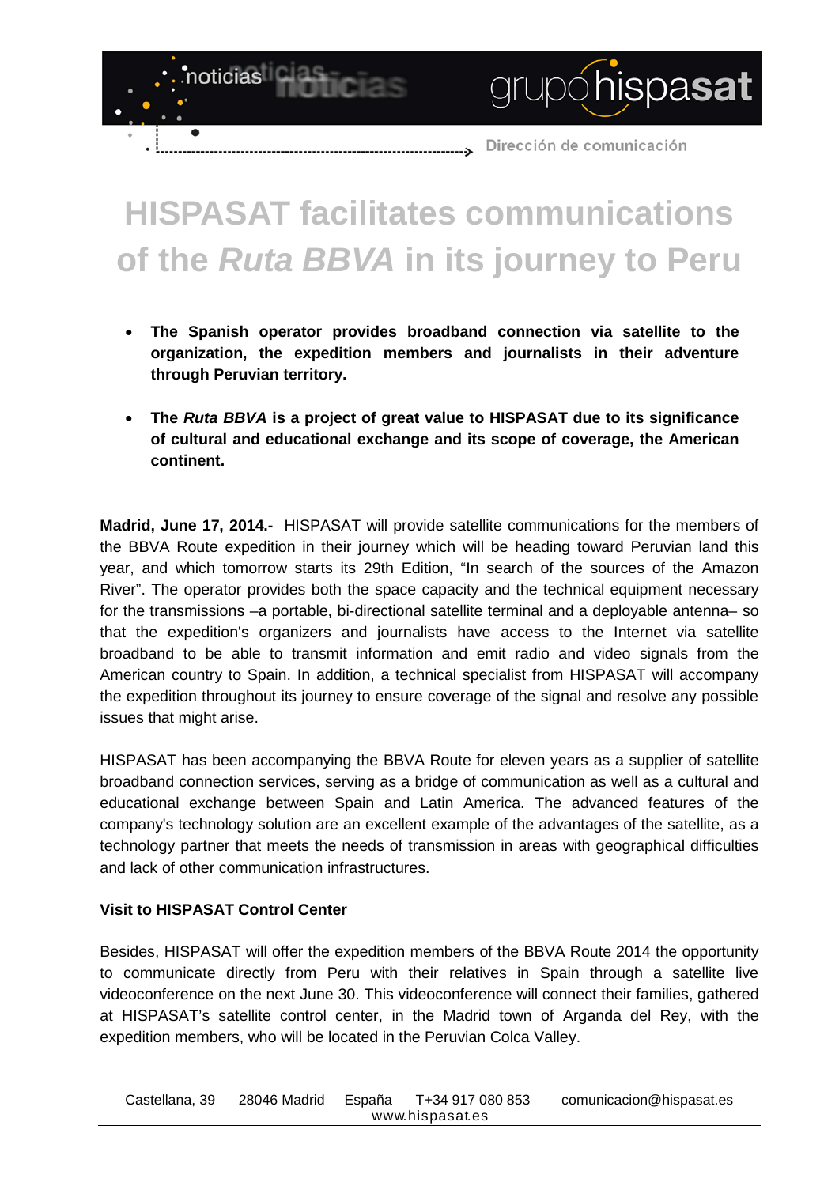# HISPASAT facilitates communications of the *Ruta BBVA* in its journey to Peru

- **The Spanish operator provides broadband connection via satellite to the organization, the expedition members and journalists in their adventure through Peruvian territory.**

- **The *Ruta BBVA* is a project of great value to HISPASAT due to its significance of cultural and educational exchange and its scope of coverage, the American continent.**

**Madrid, June 17, 2014.-** HISPASAT will provide satellite communications for the members of the BBVA Route expedition in their journey which will be heading toward Peruvian land this year, and which tomorrow starts its 29th Edition, "In search of the sources of the Amazon River". The operator provides both the space capacity and the technical equipment necessary for the transmissions –a portable, bi-directional satellite terminal and a deployable antenna– so that the expedition's organizers and journalists have access to the Internet via satellite broadband to be able to transmit information and emit radio and video signals from the American country to Spain. In addition, a technical specialist from HISPASAT will accompany the expedition throughout its journey to ensure coverage of the signal and resolve any possible issues that might arise.

HISPASAT has been accompanying the BBVA Route for eleven years as a supplier of satellite broadband connection services, serving as a bridge of communication as well as a cultural and educational exchange between Spain and Latin America. The advanced features of the company's technology solution are an excellent example of the advantages of the satellite, as a technology partner that meets the needs of transmission in areas with geographical difficulties and lack of other communication infrastructures.

**Visit to HISPASAT Control Center**

Besides, HISPASAT will offer the expedition members of the BBVA Route 2014 the opportunity to communicate directly from Peru with their relatives in Spain through a satellite live videoconference on the next June 30. This videoconference will connect their families, gathered at HISPASAT's satellite control center, in the Madrid town of Arganda del Rey, with the expedition members, who will be located in the Peruvian Colca Valley.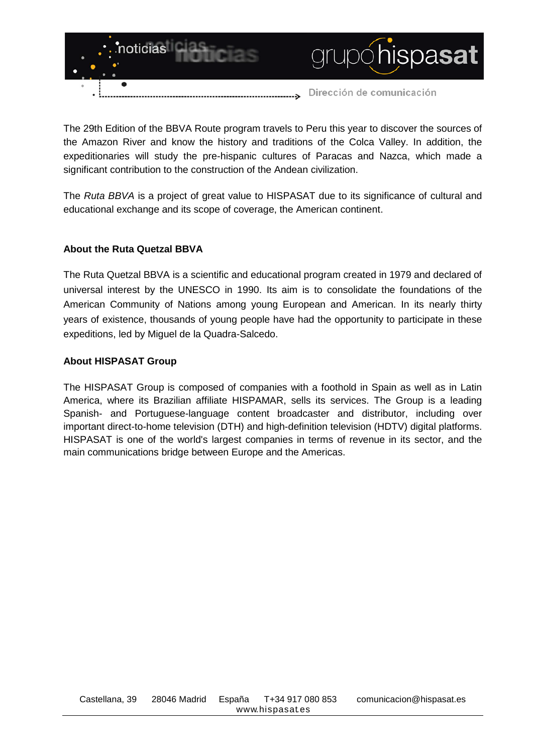The 29th Edition of the BBVA Route program travels to Peru this year to discover the sources of the Amazon River and know the history and traditions of the Colca Valley. In addition, the expeditionaries will study the pre-hispanic cultures of Paracas and Nazca, which made a significant contribution to the construction of the Andean civilization.

The *Ruta BBVA* is a project of great value to HISPASAT due to its significance of cultural and educational exchange and its scope of coverage, the American continent.

**About the Ruta Quetzal BBVA**

The Ruta Quetzal BBVA is a scientific and educational program created in 1979 and declared of universal interest by the UNESCO in 1990. Its aim is to consolidate the foundations of the American Community of Nations among young European and American. In its nearly thirty years of existence, thousands of young people have had the opportunity to participate in these expeditions, led by Miguel de la Quadra-Salcedo.

**About HISPASAT Group**

The HISPASAT Group is composed of companies with a foothold in Spain as well as in Latin America, where its Brazilian affiliate HISPAMAR, sells its services. The Group is a leading Spanish- and Portuguese-language content broadcaster and distributor, including over important direct-to-home television (DTH) and high-definition television (HDTV) digital platforms. HISPASAT is one of the world's largest companies in terms of revenue in its sector, and the main communications bridge between Europe and the Americas.